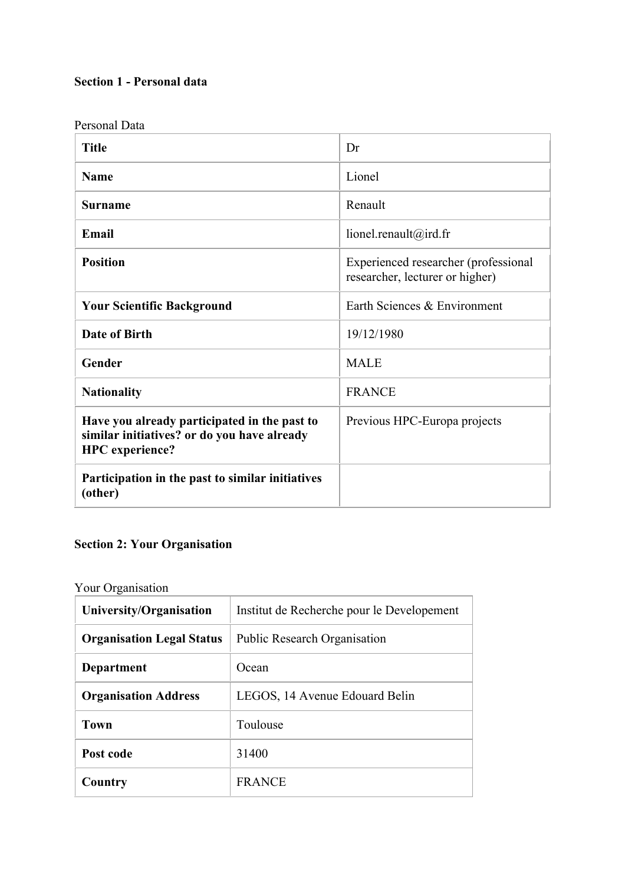**Section 1 - Personal data**

Personal Data

| | |
|---|---|
| **Title** | Dr |
| **Name** | Lionel |
| **Surname** | Renault |
| **Email** | lionel.renault@ird.fr |
| **Position** | Experienced researcher (professional researcher, lecturer or higher) |
| **Your Scientific Background** | Earth Sciences & Environment |
| **Date of Birth** | 19/12/1980 |
| **Gender** | MALE |
| **Nationality** | FRANCE |
| **Have you already participated in the past to similar initiatives? or do you have already HPC experience?** | Previous HPC-Europa projects |
| **Participation in the past to similar initiatives (other)** | |

**Section 2: Your Organisation**

Your Organisation

| | |
|---|---|
| **University/Organisation** | Institut de Recherche pour le Developement |
| **Organisation Legal Status** | Public Research Organisation |
| **Department** | Ocean |
| **Organisation Address** | LEGOS, 14 Avenue Edouard Belin |
| **Town** | Toulouse |
| **Post code** | 31400 |
| **Country** | FRANCE |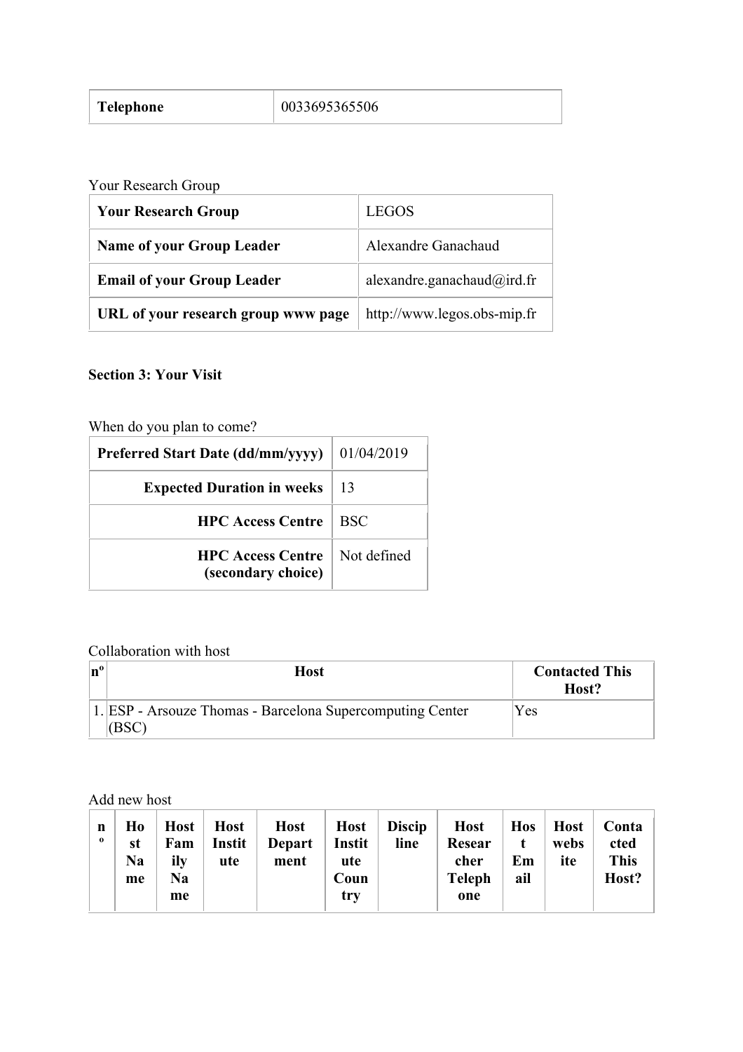| Telephone | 0033695365506 |
|---|---|

Your Research Group

| Your Research Group | LEGOS |
|---|---|
| **Name of your Group Leader** | Alexandre Ganachaud |
| **Email of your Group Leader** | alexandre.ganachaud@ird.fr |
| **URL of your research group www page** | http://www.legos.obs-mip.fr |

**Section 3: Your Visit**

When do you plan to come?

| Preferred Start Date (dd/mm/yyyy) | 01/04/2019 |
|---|---|
| **Expected Duration in weeks** | 13 |
| **HPC Access Centre** | BSC |
| **HPC Access Centre (secondary choice)** | Not defined |

Collaboration with host

| nº | Host | Contacted This Host? |
|---|---|---|
| 1. | ESP - Arsouze Thomas - Barcelona Supercomputing Center (BSC) | Yes |

Add new host

| nº | Host Name | Host Family Name | Host Institute | Host Department | Host Institute Country | Discipline | Host Researcher Telephone | Host Email | Host website | Contacted This Host? |
|---|---|---|---|---|---|---|---|---|---|---|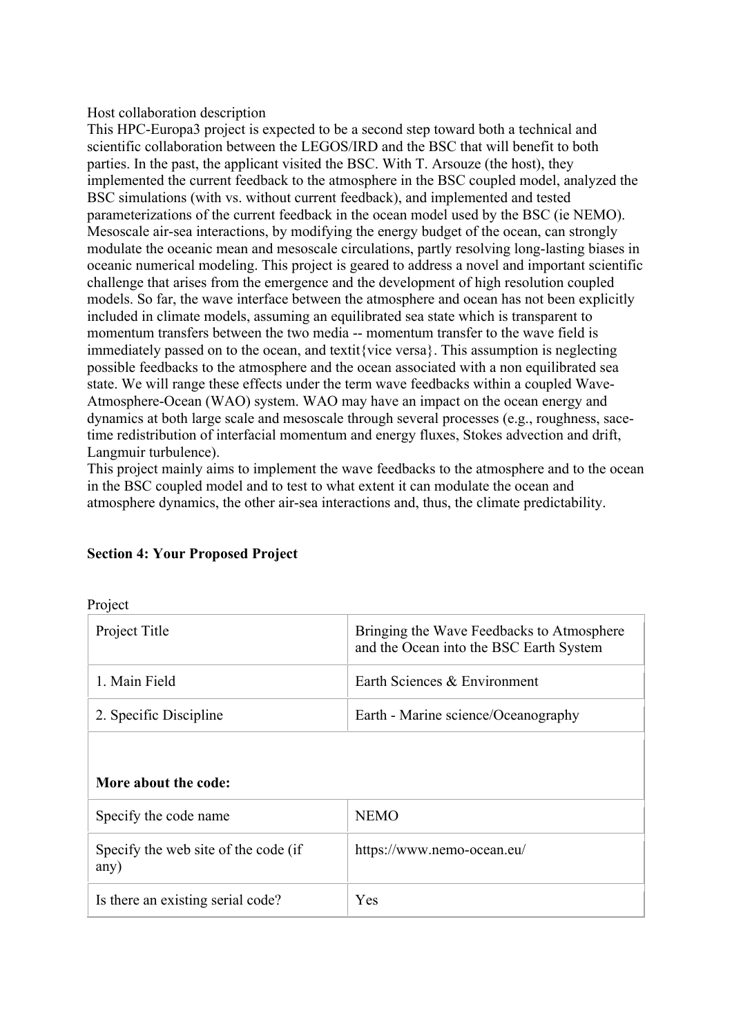Host collaboration description

This HPC-Europa3 project is expected to be a second step toward both a technical and scientific collaboration between the LEGOS/IRD and the BSC that will benefit to both parties. In the past, the applicant visited the BSC. With T. Arsouze (the host), they implemented the current feedback to the atmosphere in the BSC coupled model, analyzed the BSC simulations (with vs. without current feedback), and implemented and tested parameterizations of the current feedback in the ocean model used by the BSC (ie NEMO). Mesoscale air-sea interactions, by modifying the energy budget of the ocean, can strongly modulate the oceanic mean and mesoscale circulations, partly resolving long-lasting biases in oceanic numerical modeling. This project is geared to address a novel and important scientific challenge that arises from the emergence and the development of high resolution coupled models. So far, the wave interface between the atmosphere and ocean has not been explicitly included in climate models, assuming an equilibrated sea state which is transparent to momentum transfers between the two media -- momentum transfer to the wave field is immediately passed on to the ocean, and textit{vice versa}. This assumption is neglecting possible feedbacks to the atmosphere and the ocean associated with a non equilibrated sea state. We will range these effects under the term wave feedbacks within a coupled Wave-Atmosphere-Ocean (WAO) system. WAO may have an impact on the ocean energy and dynamics at both large scale and mesoscale through several processes (e.g., roughness, sace-time redistribution of interfacial momentum and energy fluxes, Stokes advection and drift, Langmuir turbulence).

This project mainly aims to implement the wave feedbacks to the atmosphere and to the ocean in the BSC coupled model and to test to what extent it can modulate the ocean and atmosphere dynamics, the other air-sea interactions and, thus, the climate predictability.

## Section 4: Your Proposed Project

Project

| Project Title | Bringing the Wave Feedbacks to Atmosphere and the Ocean into the BSC Earth System |
|---|---|
| 1. Main Field | Earth Sciences & Environment |
| 2. Specific Discipline | Earth - Marine science/Oceanography |
| **More about the code:** | |
| Specify the code name | NEMO |
| Specify the web site of the code (if any) | https://www.nemo-ocean.eu/ |
| Is there an existing serial code? | Yes |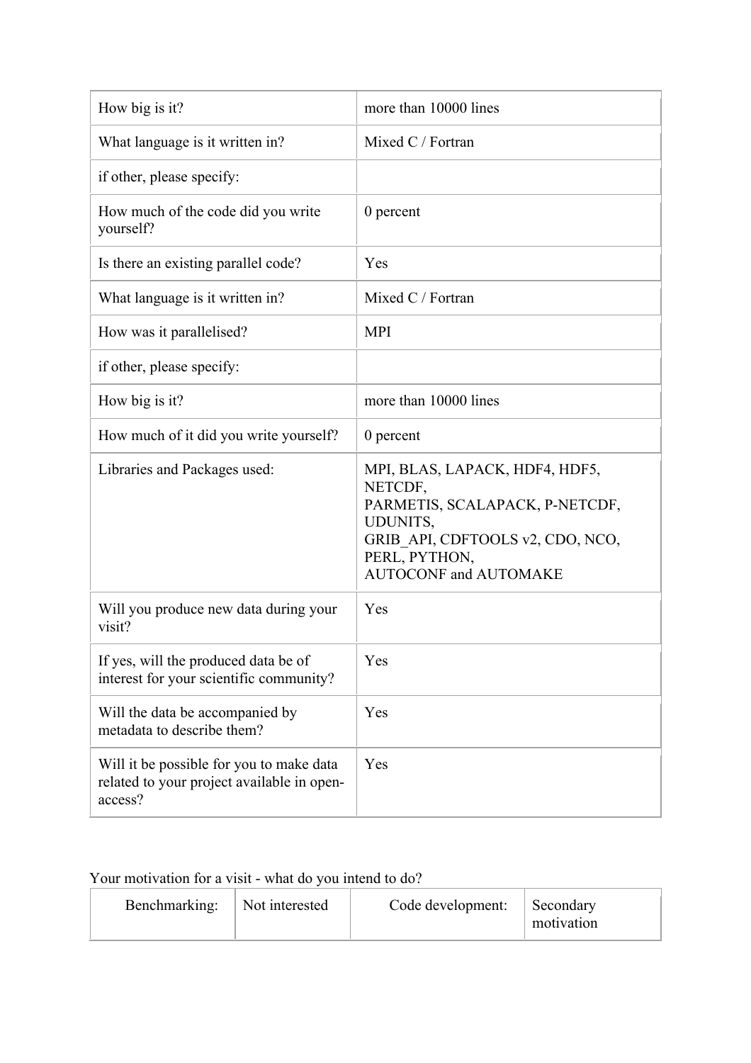| How big is it? | more than 10000 lines |
| --- | --- |
| What language is it written in? | Mixed C / Fortran |
| if other, please specify: | |
| How much of the code did you write yourself? | 0 percent |
| Is there an existing parallel code? | Yes |
| What language is it written in? | Mixed C / Fortran |
| How was it parallelised? | MPI |
| if other, please specify: | |
| How big is it? | more than 10000 lines |
| How much of it did you write yourself? | 0 percent |
| Libraries and Packages used: | MPI, BLAS, LAPACK, HDF4, HDF5, NETCDF, PARMETIS, SCALAPACK, P-NETCDF, UDUNITS, GRIB_API, CDFTOOLS v2, CDO, NCO, PERL, PYTHON, AUTOCONF and AUTOMAKE |
| Will you produce new data during your visit? | Yes |
| If yes, will the produced data be of interest for your scientific community? | Yes |
| Will the data be accompanied by metadata to describe them? | Yes |
| Will it be possible for you to make data related to your project available in open-access? | Yes |

Your motivation for a visit - what do you intend to do?

| Benchmarking: | Not interested | Code development: | Secondary motivation |
| --- | --- | --- | --- |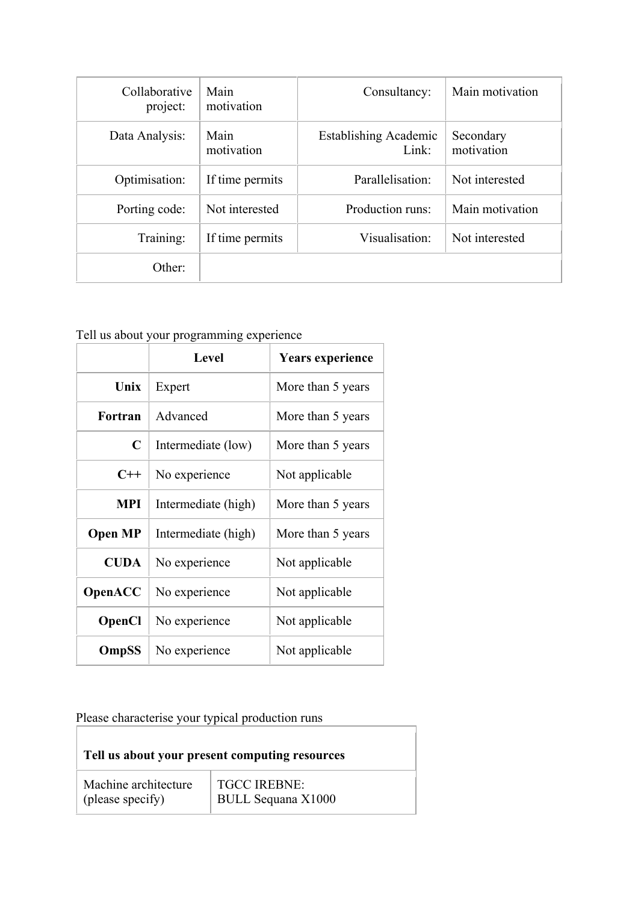| | | | |
|---|---|---|---|
| Collaborative project: | Main motivation | Consultancy: | Main motivation |
| Data Analysis: | Main motivation | Establishing Academic Link: | Secondary motivation |
| Optimisation: | If time permits | Parallelisation: | Not interested |
| Porting code: | Not interested | Production runs: | Main motivation |
| Training: | If time permits | Visualisation: | Not interested |
| Other: | | | |

Tell us about your programming experience

| | Level | Years experience |
|---|---|---|
| **Unix** | Expert | More than 5 years |
| **Fortran** | Advanced | More than 5 years |
| **C** | Intermediate (low) | More than 5 years |
| **C++** | No experience | Not applicable |
| **MPI** | Intermediate (high) | More than 5 years |
| **Open MP** | Intermediate (high) | More than 5 years |
| **CUDA** | No experience | Not applicable |
| **OpenACC** | No experience | Not applicable |
| **OpenCl** | No experience | Not applicable |
| **OmpSS** | No experience | Not applicable |

Please characterise your typical production runs

| **Tell us about your present computing resources** | |
|---|---|
| Machine architecture (please specify) | TGCC IREBNE: BULL Sequana X1000 |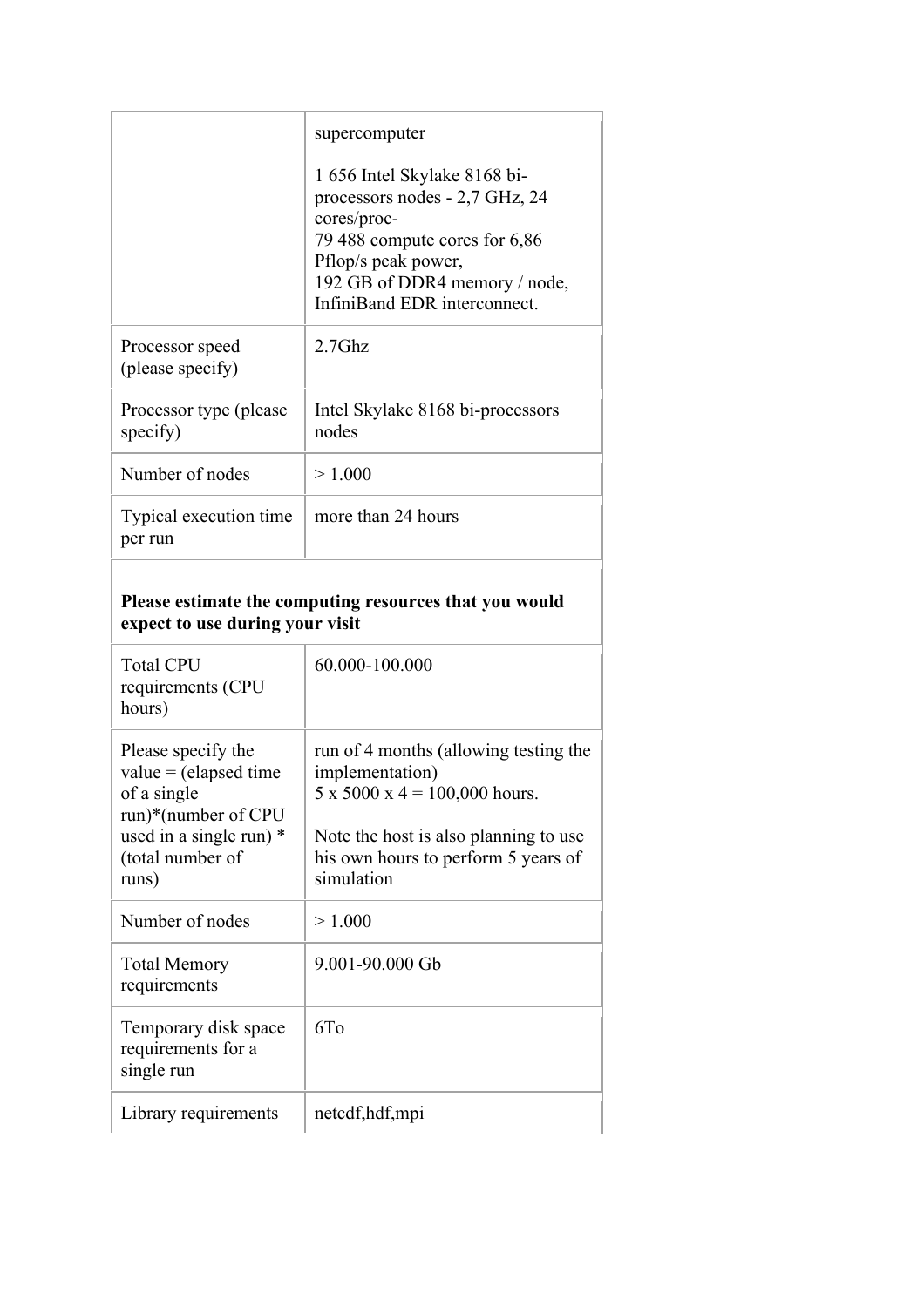| | |
|---|---|
| | supercomputer<br><br>1 656 Intel Skylake 8168 bi-processors nodes - 2,7 GHz, 24 cores/proc-<br>79 488 compute cores for 6,86 Pflop/s peak power,<br>192 GB of DDR4 memory / node,<br>InfiniBand EDR interconnect. |
| Processor speed (please specify) | 2.7Ghz |
| Processor type (please specify) | Intel Skylake 8168 bi-processors nodes |
| Number of nodes | > 1.000 |
| Typical execution time per run | more than 24 hours |

**Please estimate the computing resources that you would expect to use during your visit**

| | |
|---|---|
| Total CPU requirements (CPU hours) | 60.000-100.000 |
| Please specify the value = (elapsed time of a single run)*(number of CPU used in a single run) * (total number of runs) | run of 4 months (allowing testing the implementation)<br>5 x 5000 x 4 = 100,000 hours.<br><br>Note the host is also planning to use his own hours to perform 5 years of simulation |
| Number of nodes | > 1.000 |
| Total Memory requirements | 9.001-90.000 Gb |
| Temporary disk space requirements for a single run | 6To |
| Library requirements | netcdf,hdf,mpi |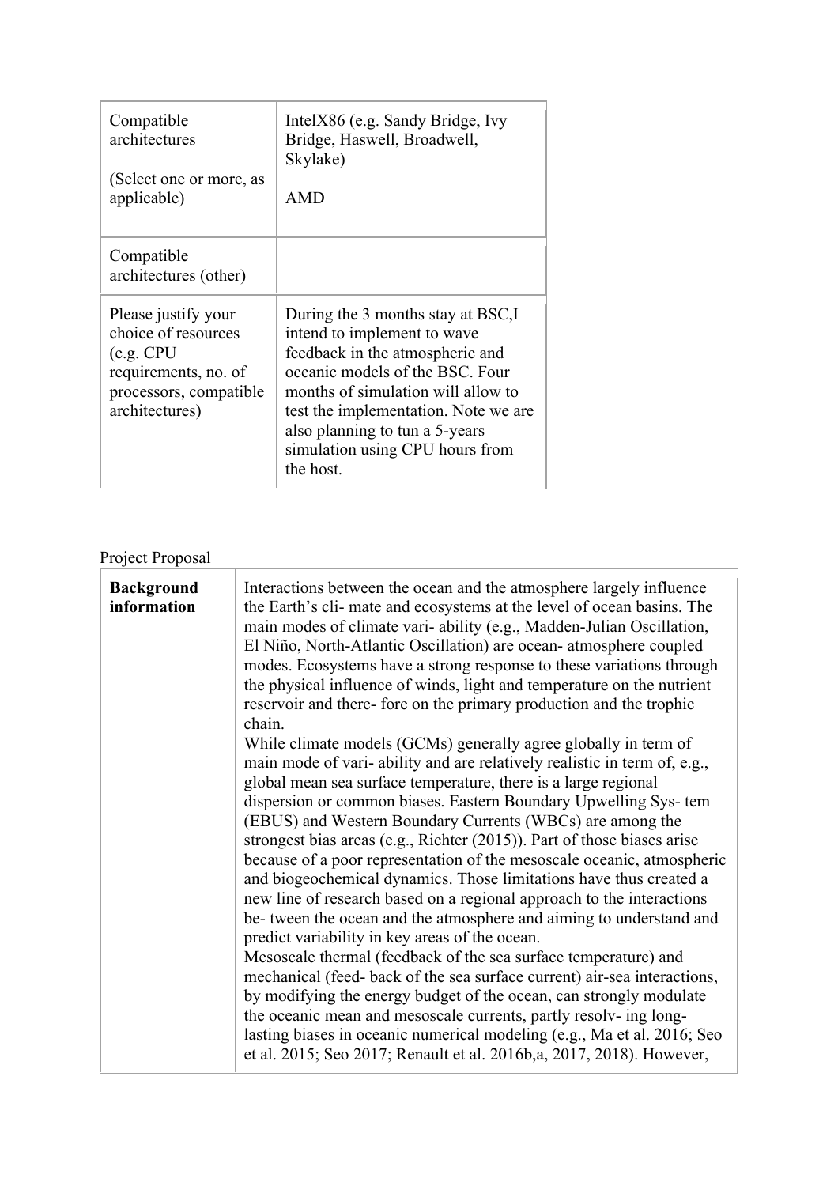| Compatible architectures<br><br>(Select one or more, as applicable) | IntelX86 (e.g. Sandy Bridge, Ivy Bridge, Haswell, Broadwell, Skylake)<br><br>AMD |
|---|---|
| Compatible architectures (other) | |
| Please justify your choice of resources (e.g. CPU requirements, no. of processors, compatible architectures) | During the 3 months stay at BSC,I intend to implement to wave feedback in the atmospheric and oceanic models of the BSC. Four months of simulation will allow to test the implementation. Note we are also planning to tun a 5-years simulation using CPU hours from the host. |

Project Proposal

| **Background information** | Interactions between the ocean and the atmosphere largely influence the Earth's cli- mate and ecosystems at the level of ocean basins. The main modes of climate vari- ability (e.g., Madden-Julian Oscillation, El Niño, North-Atlantic Oscillation) are ocean- atmosphere coupled modes. Ecosystems have a strong response to these variations through the physical influence of winds, light and temperature on the nutrient reservoir and there- fore on the primary production and the trophic chain.<br>While climate models (GCMs) generally agree globally in term of main mode of vari- ability and are relatively realistic in term of, e.g., global mean sea surface temperature, there is a large regional dispersion or common biases. Eastern Boundary Upwelling Sys- tem (EBUS) and Western Boundary Currents (WBCs) are among the strongest bias areas (e.g., Richter (2015)). Part of those biases arise because of a poor representation of the mesoscale oceanic, atmospheric and biogeochemical dynamics. Those limitations have thus created a new line of research based on a regional approach to the interactions be- tween the ocean and the atmosphere and aiming to understand and predict variability in key areas of the ocean.<br>Mesoscale thermal (feedback of the sea surface temperature) and mechanical (feed- back of the sea surface current) air-sea interactions, by modifying the energy budget of the ocean, can strongly modulate the oceanic mean and mesoscale currents, partly resolv- ing long-lasting biases in oceanic numerical modeling (e.g., Ma et al. 2016; Seo et al. 2015; Seo 2017; Renault et al. 2016b,a, 2017, 2018). However, |
|---|---|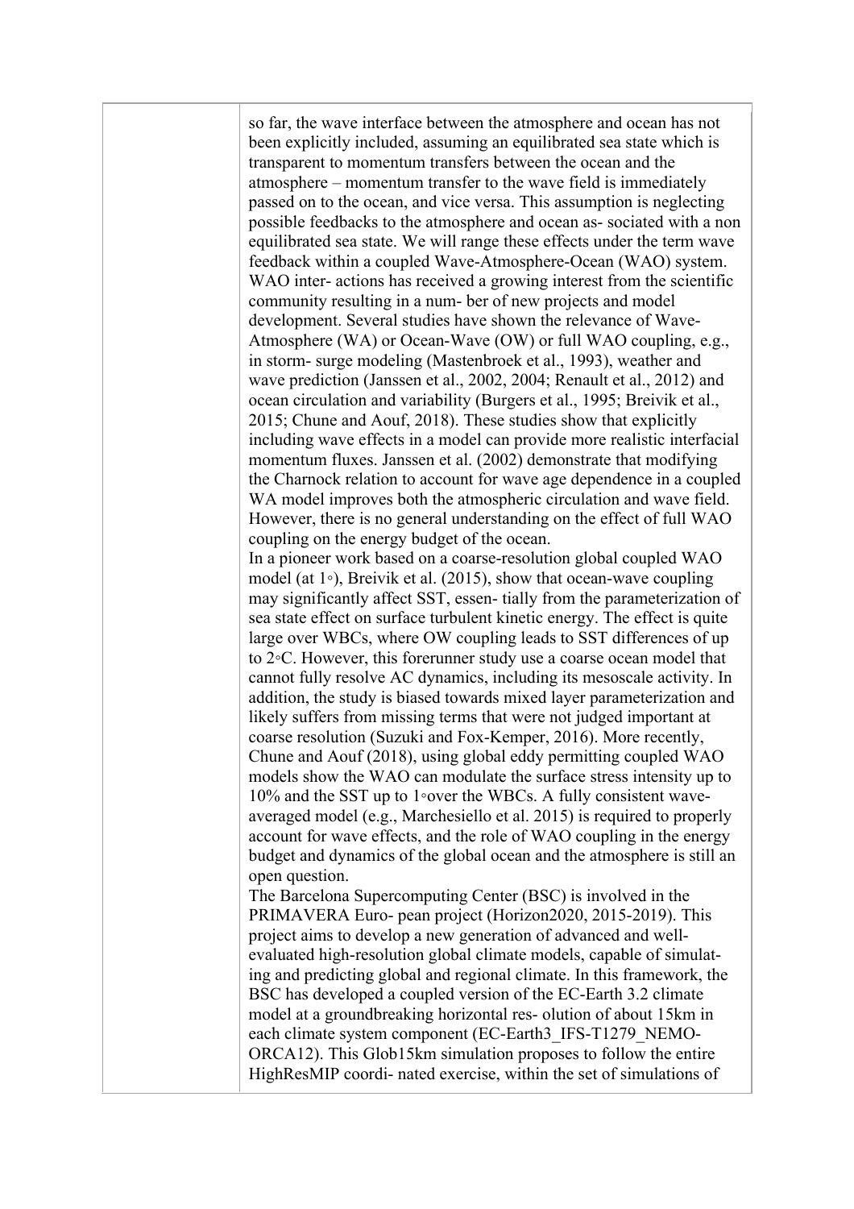so far, the wave interface between the atmosphere and ocean has not been explicitly included, assuming an equilibrated sea state which is transparent to momentum transfers between the ocean and the atmosphere – momentum transfer to the wave field is immediately passed on to the ocean, and vice versa. This assumption is neglecting possible feedbacks to the atmosphere and ocean as- sociated with a non equilibrated sea state. We will range these effects under the term wave feedback within a coupled Wave-Atmosphere-Ocean (WAO) system. WAO inter- actions has received a growing interest from the scientific community resulting in a num- ber of new projects and model development. Several studies have shown the relevance of Wave-Atmosphere (WA) or Ocean-Wave (OW) or full WAO coupling, e.g., in storm- surge modeling (Mastenbroek et al., 1993), weather and wave prediction (Janssen et al., 2002, 2004; Renault et al., 2012) and ocean circulation and variability (Burgers et al., 1995; Breivik et al., 2015; Chune and Aouf, 2018). These studies show that explicitly including wave effects in a model can provide more realistic interfacial momentum fluxes. Janssen et al. (2002) demonstrate that modifying the Charnock relation to account for wave age dependence in a coupled WA model improves both the atmospheric circulation and wave field. However, there is no general understanding on the effect of full WAO coupling on the energy budget of the ocean.

In a pioneer work based on a coarse-resolution global coupled WAO model (at 1◦), Breivik et al. (2015), show that ocean-wave coupling may significantly affect SST, essen- tially from the parameterization of sea state effect on surface turbulent kinetic energy. The effect is quite large over WBCs, where OW coupling leads to SST differences of up to 2◦C. However, this forerunner study use a coarse ocean model that cannot fully resolve AC dynamics, including its mesoscale activity. In addition, the study is biased towards mixed layer parameterization and likely suffers from missing terms that were not judged important at coarse resolution (Suzuki and Fox-Kemper, 2016). More recently, Chune and Aouf (2018), using global eddy permitting coupled WAO models show the WAO can modulate the surface stress intensity up to 10% and the SST up to 1◦over the WBCs. A fully consistent wave-averaged model (e.g., Marchesiello et al. 2015) is required to properly account for wave effects, and the role of WAO coupling in the energy budget and dynamics of the global ocean and the atmosphere is still an open question.

The Barcelona Supercomputing Center (BSC) is involved in the PRIMAVERA Euro- pean project (Horizon2020, 2015-2019). This project aims to develop a new generation of advanced and well-evaluated high-resolution global climate models, capable of simulat- ing and predicting global and regional climate. In this framework, the BSC has developed a coupled version of the EC-Earth 3.2 climate model at a groundbreaking horizontal res- olution of about 15km in each climate system component (EC-Earth3_IFS-T1279_NEMO-ORCA12). This Glob15km simulation proposes to follow the entire HighResMIP coordi- nated exercise, within the set of simulations of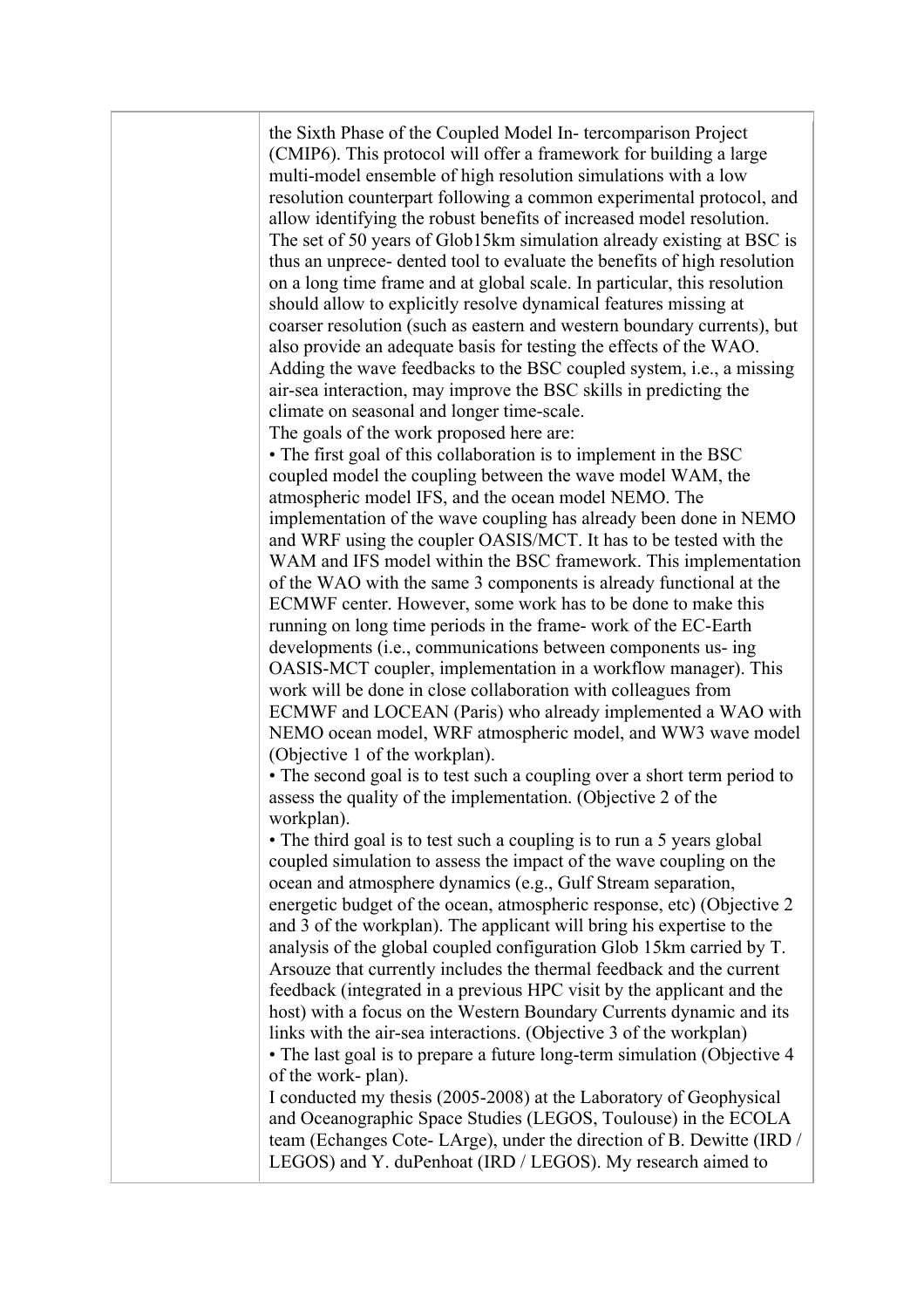| | |
|---|---|
| | the Sixth Phase of the Coupled Model In- tercomparison Project (CMIP6). This protocol will offer a framework for building a large multi-model ensemble of high resolution simulations with a low resolution counterpart following a common experimental protocol, and allow identifying the robust benefits of increased model resolution. The set of 50 years of Glob15km simulation already existing at BSC is thus an unprece- dented tool to evaluate the benefits of high resolution on a long time frame and at global scale. In particular, this resolution should allow to explicitly resolve dynamical features missing at coarser resolution (such as eastern and western boundary currents), but also provide an adequate basis for testing the effects of the WAO. Adding the wave feedbacks to the BSC coupled system, i.e., a missing air-sea interaction, may improve the BSC skills in predicting the climate on seasonal and longer time-scale.<br>The goals of the work proposed here are:<br>• The first goal of this collaboration is to implement in the BSC coupled model the coupling between the wave model WAM, the atmospheric model IFS, and the ocean model NEMO. The implementation of the wave coupling has already been done in NEMO and WRF using the coupler OASIS/MCT. It has to be tested with the WAM and IFS model within the BSC framework. This implementation of the WAO with the same 3 components is already functional at the ECMWF center. However, some work has to be done to make this running on long time periods in the frame- work of the EC-Earth developments (i.e., communications between components us- ing OASIS-MCT coupler, implementation in a workflow manager). This work will be done in close collaboration with colleagues from ECMWF and LOCEAN (Paris) who already implemented a WAO with NEMO ocean model, WRF atmospheric model, and WW3 wave model (Objective 1 of the workplan).<br>• The second goal is to test such a coupling over a short term period to assess the quality of the implementation. (Objective 2 of the workplan).<br>• The third goal is to test such a coupling is to run a 5 years global coupled simulation to assess the impact of the wave coupling on the ocean and atmosphere dynamics (e.g., Gulf Stream separation, energetic budget of the ocean, atmospheric response, etc) (Objective 2 and 3 of the workplan). The applicant will bring his expertise to the analysis of the global coupled configuration Glob 15km carried by T. Arsouze that currently includes the thermal feedback and the current feedback (integrated in a previous HPC visit by the applicant and the host) with a focus on the Western Boundary Currents dynamic and its links with the air-sea interactions. (Objective 3 of the workplan)<br>• The last goal is to prepare a future long-term simulation (Objective 4 of the work- plan).<br>I conducted my thesis (2005-2008) at the Laboratory of Geophysical and Oceanographic Space Studies (LEGOS, Toulouse) in the ECOLA team (Echanges Cote- LArge), under the direction of B. Dewitte (IRD / LEGOS) and Y. duPenhoat (IRD / LEGOS). My research aimed to |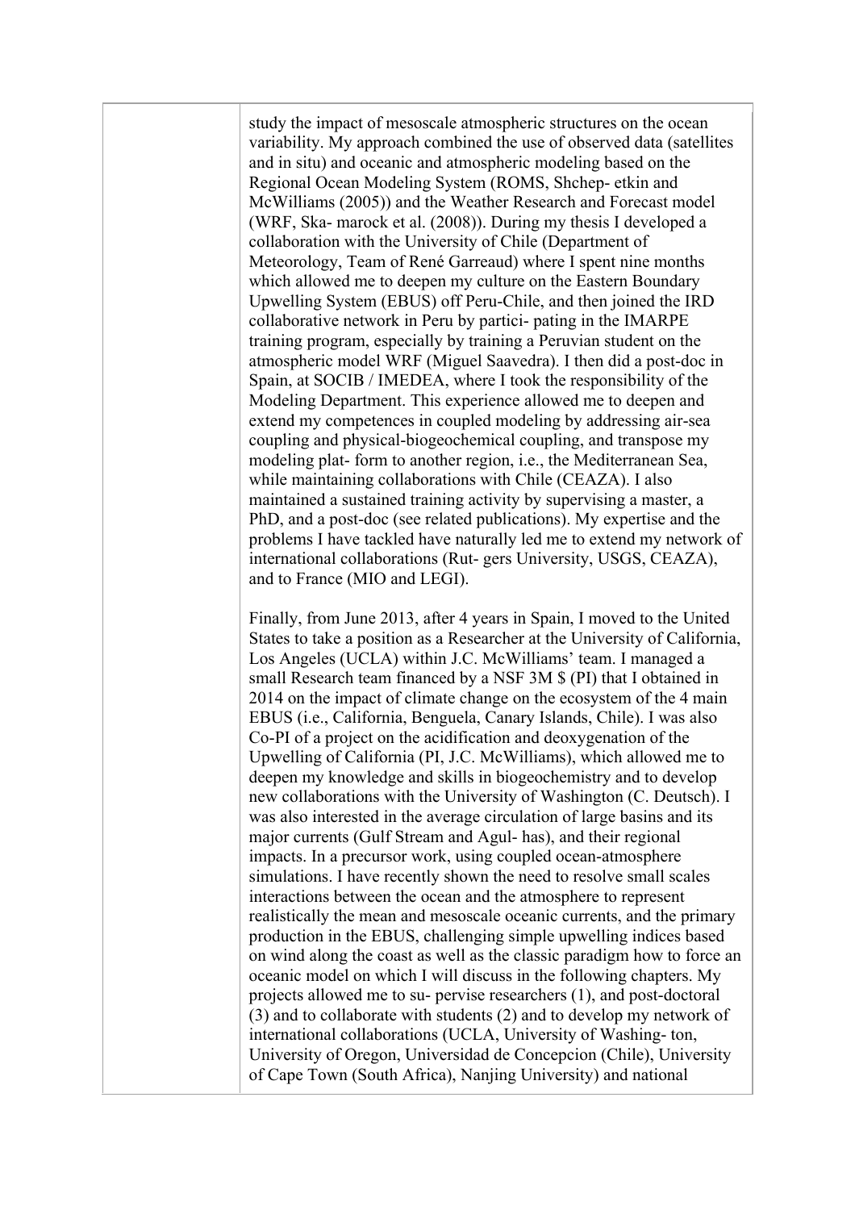study the impact of mesoscale atmospheric structures on the ocean variability. My approach combined the use of observed data (satellites and in situ) and oceanic and atmospheric modeling based on the Regional Ocean Modeling System (ROMS, Shchep- etkin and McWilliams (2005)) and the Weather Research and Forecast model (WRF, Ska- marock et al. (2008)). During my thesis I developed a collaboration with the University of Chile (Department of Meteorology, Team of René Garreaud) where I spent nine months which allowed me to deepen my culture on the Eastern Boundary Upwelling System (EBUS) off Peru-Chile, and then joined the IRD collaborative network in Peru by partici- pating in the IMARPE training program, especially by training a Peruvian student on the atmospheric model WRF (Miguel Saavedra). I then did a post-doc in Spain, at SOCIB / IMEDEA, where I took the responsibility of the Modeling Department. This experience allowed me to deepen and extend my competences in coupled modeling by addressing air-sea coupling and physical-biogeochemical coupling, and transpose my modeling plat- form to another region, i.e., the Mediterranean Sea, while maintaining collaborations with Chile (CEAZA). I also maintained a sustained training activity by supervising a master, a PhD, and a post-doc (see related publications). My expertise and the problems I have tackled have naturally led me to extend my network of international collaborations (Rut- gers University, USGS, CEAZA), and to France (MIO and LEGI).

Finally, from June 2013, after 4 years in Spain, I moved to the United States to take a position as a Researcher at the University of California, Los Angeles (UCLA) within J.C. McWilliams' team. I managed a small Research team financed by a NSF 3M $ (PI) that I obtained in 2014 on the impact of climate change on the ecosystem of the 4 main EBUS (i.e., California, Benguela, Canary Islands, Chile). I was also Co-PI of a project on the acidification and deoxygenation of the Upwelling of California (PI, J.C. McWilliams), which allowed me to deepen my knowledge and skills in biogeochemistry and to develop new collaborations with the University of Washington (C. Deutsch). I was also interested in the average circulation of large basins and its major currents (Gulf Stream and Agul- has), and their regional impacts. In a precursor work, using coupled ocean-atmosphere simulations. I have recently shown the need to resolve small scales interactions between the ocean and the atmosphere to represent realistically the mean and mesoscale oceanic currents, and the primary production in the EBUS, challenging simple upwelling indices based on wind along the coast as well as the classic paradigm how to force an oceanic model on which I will discuss in the following chapters. My projects allowed me to su- pervise researchers (1), and post-doctoral (3) and to collaborate with students (2) and to develop my network of international collaborations (UCLA, University of Washing- ton, University of Oregon, Universidad de Concepcion (Chile), University of Cape Town (South Africa), Nanjing University) and national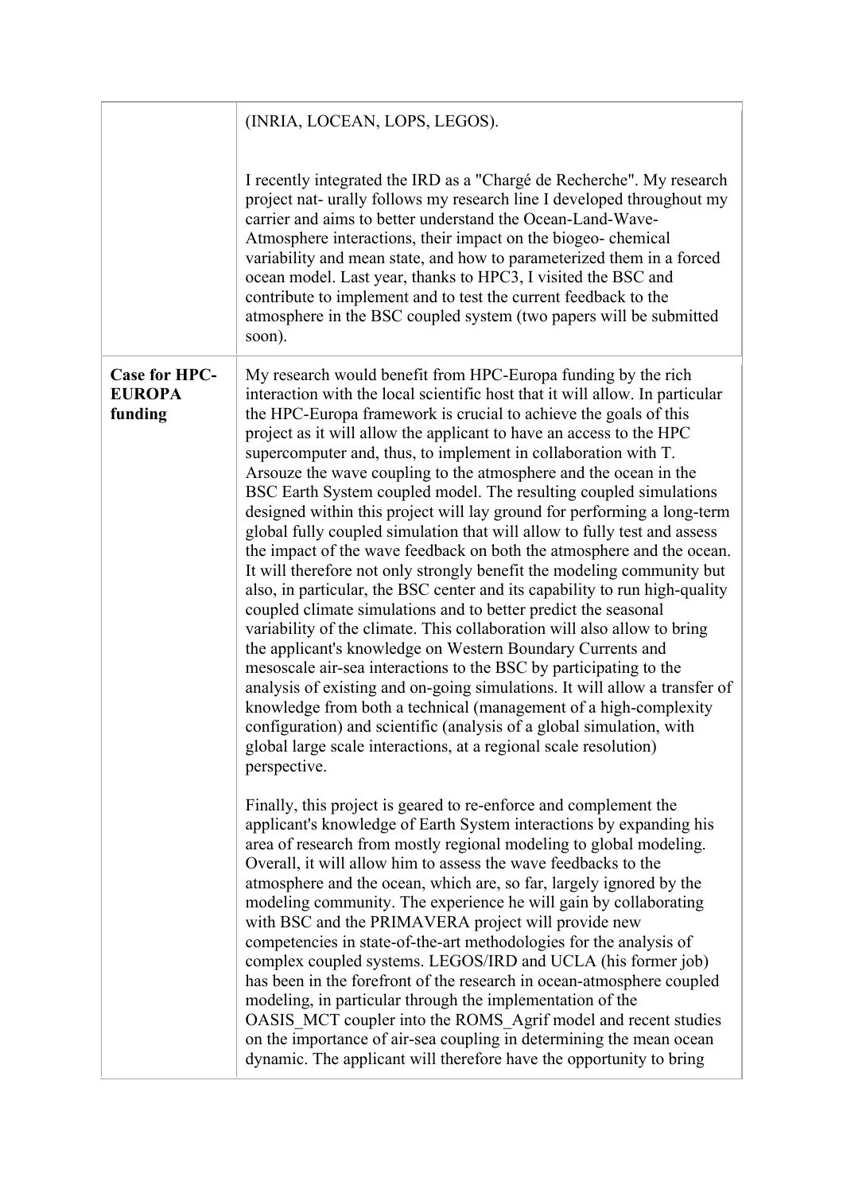| | |
|---|---|
| | (INRIA, LOCEAN, LOPS, LEGOS).<br><br>I recently integrated the IRD as a "Chargé de Recherche". My research project nat- urally follows my research line I developed throughout my carrier and aims to better understand the Ocean-Land-Wave-Atmosphere interactions, their impact on the biogeo- chemical variability and mean state, and how to parameterized them in a forced ocean model. Last year, thanks to HPC3, I visited the BSC and contribute to implement and to test the current feedback to the atmosphere in the BSC coupled system (two papers will be submitted soon). |
| **Case for HPC-EUROPA funding** | My research would benefit from HPC-Europa funding by the rich interaction with the local scientific host that it will allow. In particular the HPC-Europa framework is crucial to achieve the goals of this project as it will allow the applicant to have an access to the HPC supercomputer and, thus, to implement in collaboration with T. Arsouze the wave coupling to the atmosphere and the ocean in the BSC Earth System coupled model. The resulting coupled simulations designed within this project will lay ground for performing a long-term global fully coupled simulation that will allow to fully test and assess the impact of the wave feedback on both the atmosphere and the ocean. It will therefore not only strongly benefit the modeling community but also, in particular, the BSC center and its capability to run high-quality coupled climate simulations and to better predict the seasonal variability of the climate. This collaboration will also allow to bring the applicant's knowledge on Western Boundary Currents and mesoscale air-sea interactions to the BSC by participating to the analysis of existing and on-going simulations. It will allow a transfer of knowledge from both a technical (management of a high-complexity configuration) and scientific (analysis of a global simulation, with global large scale interactions, at a regional scale resolution) perspective.<br><br>Finally, this project is geared to re-enforce and complement the applicant's knowledge of Earth System interactions by expanding his area of research from mostly regional modeling to global modeling. Overall, it will allow him to assess the wave feedbacks to the atmosphere and the ocean, which are, so far, largely ignored by the modeling community. The experience he will gain by collaborating with BSC and the PRIMAVERA project will provide new competencies in state-of-the-art methodologies for the analysis of complex coupled systems. LEGOS/IRD and UCLA (his former job) has been in the forefront of the research in ocean-atmosphere coupled modeling, in particular through the implementation of the OASIS_MCT coupler into the ROMS_Agrif model and recent studies on the importance of air-sea coupling in determining the mean ocean dynamic. The applicant will therefore have the opportunity to bring |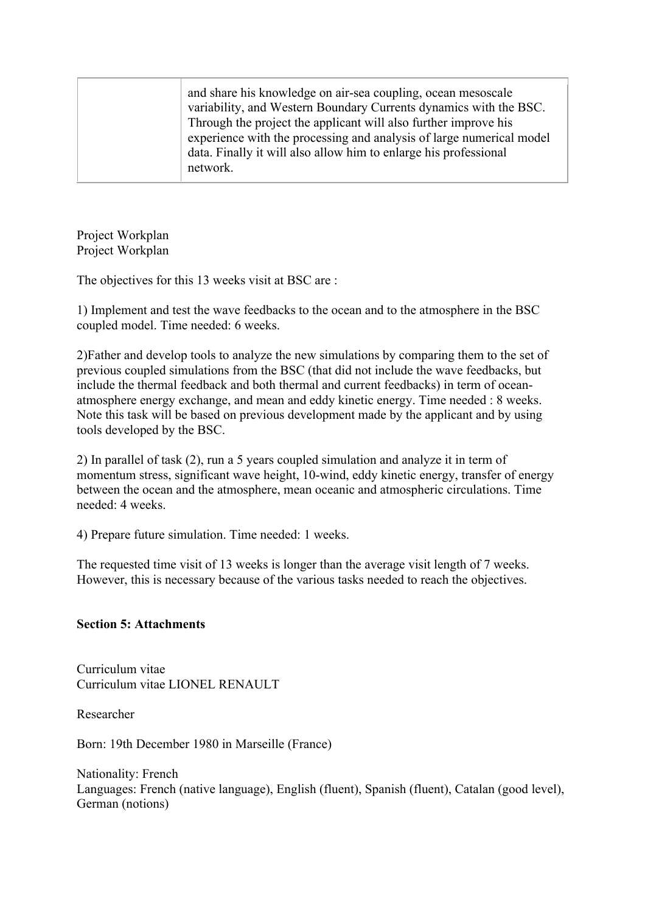| | and share his knowledge on air-sea coupling, ocean mesoscale variability, and Western Boundary Currents dynamics with the BSC. Through the project the applicant will also further improve his experience with the processing and analysis of large numerical model data. Finally it will also allow him to enlarge his professional network. |
|---|---|

Project Workplan
Project Workplan

The objectives for this 13 weeks visit at BSC are :

1) Implement and test the wave feedbacks to the ocean and to the atmosphere in the BSC coupled model. Time needed: 6 weeks.

2)Father and develop tools to analyze the new simulations by comparing them to the set of previous coupled simulations from the BSC (that did not include the wave feedbacks, but include the thermal feedback and both thermal and current feedbacks) in term of ocean-atmosphere energy exchange, and mean and eddy kinetic energy. Time needed : 8 weeks. Note this task will be based on previous development made by the applicant and by using tools developed by the BSC.

2) In parallel of task (2), run a 5 years coupled simulation and analyze it in term of momentum stress, significant wave height, 10-wind, eddy kinetic energy, transfer of energy between the ocean and the atmosphere, mean oceanic and atmospheric circulations. Time needed: 4 weeks.

4) Prepare future simulation. Time needed: 1 weeks.

The requested time visit of 13 weeks is longer than the average visit length of 7 weeks. However, this is necessary because of the various tasks needed to reach the objectives.

**Section 5: Attachments**

Curriculum vitae
Curriculum vitae LIONEL RENAULT

Researcher

Born: 19th December 1980 in Marseille (France)

Nationality: French
Languages: French (native language), English (fluent), Spanish (fluent), Catalan (good level), German (notions)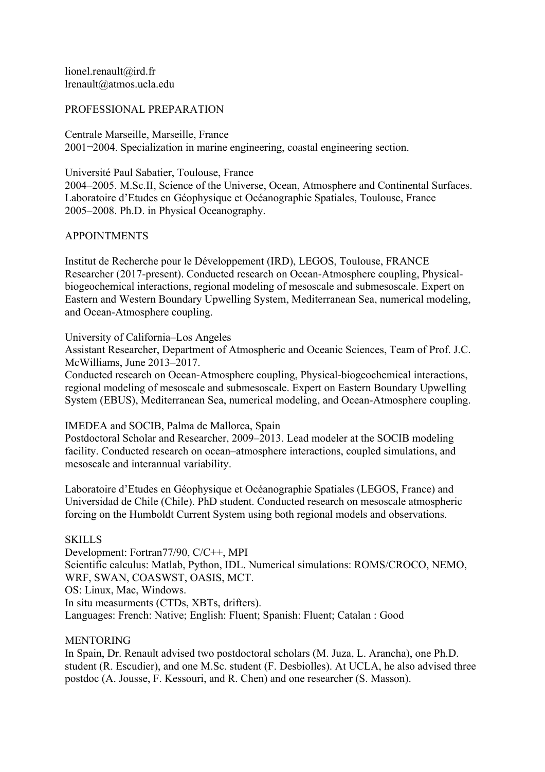lionel.renault@ird.fr
lrenault@atmos.ucla.edu

## PROFESSIONAL PREPARATION

Centrale Marseille, Marseille, France
2001¬2004. Specialization in marine engineering, coastal engineering section.

Université Paul Sabatier, Toulouse, France
2004–2005. M.Sc.II, Science of the Universe, Ocean, Atmosphere and Continental Surfaces.
Laboratoire d'Etudes en Géophysique et Océanographie Spatiales, Toulouse, France
2005–2008. Ph.D. in Physical Oceanography.

## APPOINTMENTS

Institut de Recherche pour le Développement (IRD), LEGOS, Toulouse, FRANCE
Researcher (2017-present). Conducted research on Ocean-Atmosphere coupling, Physical-biogeochemical interactions, regional modeling of mesoscale and submesoscale. Expert on Eastern and Western Boundary Upwelling System, Mediterranean Sea, numerical modeling, and Ocean-Atmosphere coupling.

University of California–Los Angeles
Assistant Researcher, Department of Atmospheric and Oceanic Sciences, Team of Prof. J.C. McWilliams, June 2013–2017.
Conducted research on Ocean-Atmosphere coupling, Physical-biogeochemical interactions, regional modeling of mesoscale and submesoscale. Expert on Eastern Boundary Upwelling System (EBUS), Mediterranean Sea, numerical modeling, and Ocean-Atmosphere coupling.

IMEDEA and SOCIB, Palma de Mallorca, Spain
Postdoctoral Scholar and Researcher, 2009–2013. Lead modeler at the SOCIB modeling facility. Conducted research on ocean–atmosphere interactions, coupled simulations, and mesoscale and interannual variability.

Laboratoire d'Etudes en Géophysique et Océanographie Spatiales (LEGOS, France) and Universidad de Chile (Chile). PhD student. Conducted research on mesoscale atmospheric forcing on the Humboldt Current System using both regional models and observations.

## SKILLS

Development: Fortran77/90, C/C++, MPI
Scientific calculus: Matlab, Python, IDL. Numerical simulations: ROMS/CROCO, NEMO, WRF, SWAN, COASWST, OASIS, MCT.
OS: Linux, Mac, Windows.
In situ measurments (CTDs, XBTs, drifters).
Languages: French: Native; English: Fluent; Spanish: Fluent; Catalan : Good

## MENTORING

In Spain, Dr. Renault advised two postdoctoral scholars (M. Juza, L. Arancha), one Ph.D. student (R. Escudier), and one M.Sc. student (F. Desbiolles). At UCLA, he also advised three postdoc (A. Jousse, F. Kessouri, and R. Chen) and one researcher (S. Masson).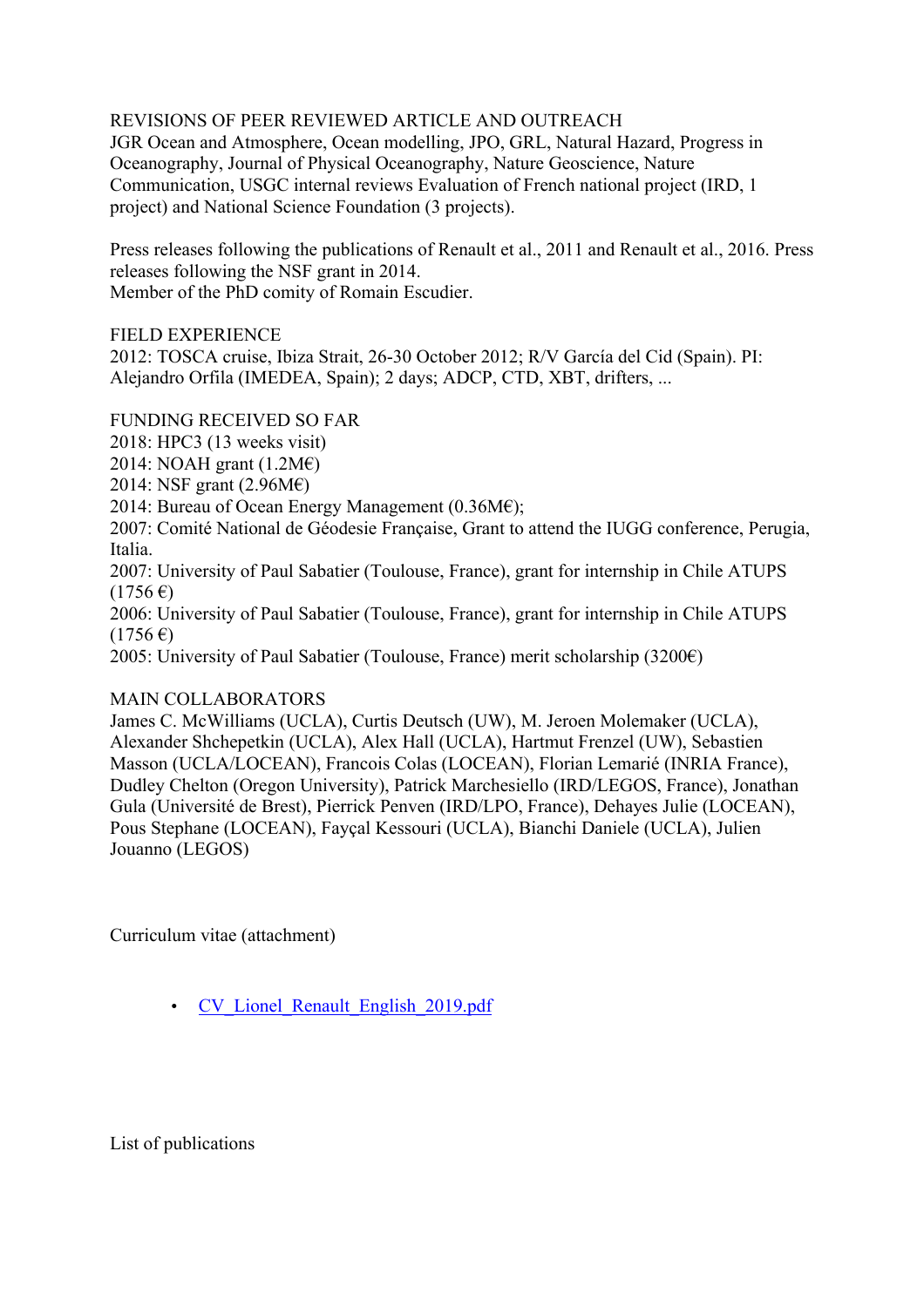## REVISIONS OF PEER REVIEWED ARTICLE AND OUTREACH

JGR Ocean and Atmosphere, Ocean modelling, JPO, GRL, Natural Hazard, Progress in Oceanography, Journal of Physical Oceanography, Nature Geoscience, Nature Communication, USGC internal reviews Evaluation of French national project (IRD, 1 project) and National Science Foundation (3 projects).

Press releases following the publications of Renault et al., 2011 and Renault et al., 2016. Press releases following the NSF grant in 2014.
Member of the PhD comity of Romain Escudier.

## FIELD EXPERIENCE

2012: TOSCA cruise, Ibiza Strait, 26-30 October 2012; R/V García del Cid (Spain). PI: Alejandro Orfila (IMEDEA, Spain); 2 days; ADCP, CTD, XBT, drifters, ...

## FUNDING RECEIVED SO FAR

2018: HPC3 (13 weeks visit)
2014: NOAH grant (1.2M€)
2014: NSF grant (2.96M€)
2014: Bureau of Ocean Energy Management (0.36M€);
2007: Comité National de Géodesie Française, Grant to attend the IUGG conference, Perugia, Italia.
2007: University of Paul Sabatier (Toulouse, France), grant for internship in Chile ATUPS (1756 €)
2006: University of Paul Sabatier (Toulouse, France), grant for internship in Chile ATUPS (1756 €)
2005: University of Paul Sabatier (Toulouse, France) merit scholarship (3200€)

## MAIN COLLABORATORS

James C. McWilliams (UCLA), Curtis Deutsch (UW), M. Jeroen Molemaker (UCLA), Alexander Shchepetkin (UCLA), Alex Hall (UCLA), Hartmut Frenzel (UW), Sebastien Masson (UCLA/LOCEAN), Francois Colas (LOCEAN), Florian Lemarié (INRIA France), Dudley Chelton (Oregon University), Patrick Marchesiello (IRD/LEGOS, France), Jonathan Gula (Université de Brest), Pierrick Penven (IRD/LPO, France), Dehayes Julie (LOCEAN), Pous Stephane (LOCEAN), Fayçal Kessouri (UCLA), Bianchi Daniele (UCLA), Julien Jouanno (LEGOS)

Curriculum vitae (attachment)

- CV_Lionel_Renault_English_2019.pdf

List of publications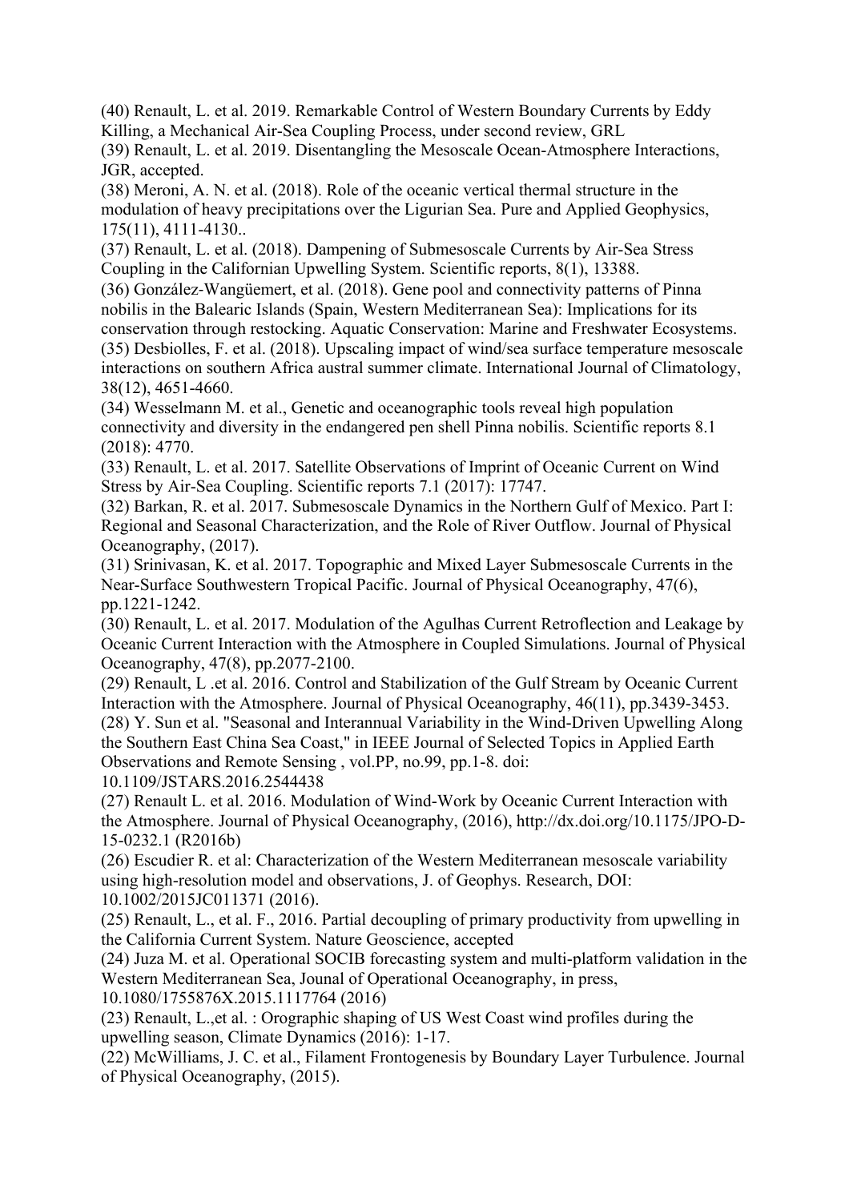(40) Renault, L. et al. 2019. Remarkable Control of Western Boundary Currents by Eddy Killing, a Mechanical Air-Sea Coupling Process, under second review, GRL

(39) Renault, L. et al. 2019. Disentangling the Mesoscale Ocean-Atmosphere Interactions, JGR, accepted.

(38) Meroni, A. N. et al. (2018). Role of the oceanic vertical thermal structure in the modulation of heavy precipitations over the Ligurian Sea. Pure and Applied Geophysics, 175(11), 4111-4130..

(37) Renault, L. et al. (2018). Dampening of Submesoscale Currents by Air-Sea Stress Coupling in the Californian Upwelling System. Scientific reports, 8(1), 13388.

(36) González-Wangüemert, et al. (2018). Gene pool and connectivity patterns of Pinna nobilis in the Balearic Islands (Spain, Western Mediterranean Sea): Implications for its conservation through restocking. Aquatic Conservation: Marine and Freshwater Ecosystems.

(35) Desbiolles, F. et al. (2018). Upscaling impact of wind/sea surface temperature mesoscale interactions on southern Africa austral summer climate. International Journal of Climatology, 38(12), 4651-4660.

(34) Wesselmann M. et al., Genetic and oceanographic tools reveal high population connectivity and diversity in the endangered pen shell Pinna nobilis. Scientific reports 8.1 (2018): 4770.

(33) Renault, L. et al. 2017. Satellite Observations of Imprint of Oceanic Current on Wind Stress by Air-Sea Coupling. Scientific reports 7.1 (2017): 17747.

(32) Barkan, R. et al. 2017. Submesoscale Dynamics in the Northern Gulf of Mexico. Part I: Regional and Seasonal Characterization, and the Role of River Outflow. Journal of Physical Oceanography, (2017).

(31) Srinivasan, K. et al. 2017. Topographic and Mixed Layer Submesoscale Currents in the Near-Surface Southwestern Tropical Pacific. Journal of Physical Oceanography, 47(6), pp.1221-1242.

(30) Renault, L. et al. 2017. Modulation of the Agulhas Current Retroflection and Leakage by Oceanic Current Interaction with the Atmosphere in Coupled Simulations. Journal of Physical Oceanography, 47(8), pp.2077-2100.

(29) Renault, L .et al. 2016. Control and Stabilization of the Gulf Stream by Oceanic Current Interaction with the Atmosphere. Journal of Physical Oceanography, 46(11), pp.3439-3453.

(28) Y. Sun et al. "Seasonal and Interannual Variability in the Wind-Driven Upwelling Along the Southern East China Sea Coast," in IEEE Journal of Selected Topics in Applied Earth Observations and Remote Sensing , vol.PP, no.99, pp.1-8. doi: 10.1109/JSTARS.2016.2544438

(27) Renault L. et al. 2016. Modulation of Wind-Work by Oceanic Current Interaction with the Atmosphere. Journal of Physical Oceanography, (2016), http://dx.doi.org/10.1175/JPO-D-15-0232.1 (R2016b)

(26) Escudier R. et al: Characterization of the Western Mediterranean mesoscale variability using high-resolution model and observations, J. of Geophys. Research, DOI: 10.1002/2015JC011371 (2016).

(25) Renault, L., et al. F., 2016. Partial decoupling of primary productivity from upwelling in the California Current System. Nature Geoscience, accepted

(24) Juza M. et al. Operational SOCIB forecasting system and multi-platform validation in the Western Mediterranean Sea, Jounal of Operational Oceanography, in press, 10.1080/1755876X.2015.1117764 (2016)

(23) Renault, L.,et al. : Orographic shaping of US West Coast wind profiles during the upwelling season, Climate Dynamics (2016): 1-17.

(22) McWilliams, J. C. et al., Filament Frontogenesis by Boundary Layer Turbulence. Journal of Physical Oceanography, (2015).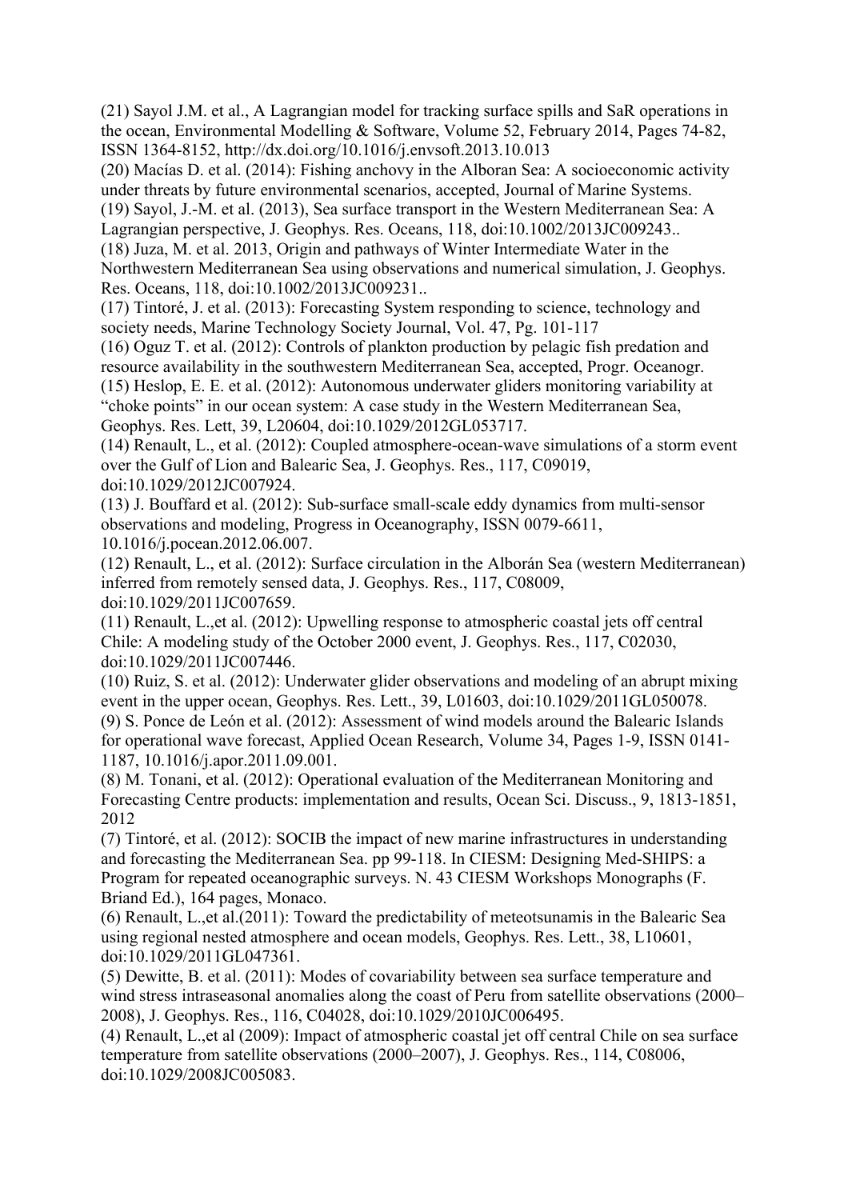(21) Sayol J.M. et al., A Lagrangian model for tracking surface spills and SaR operations in the ocean, Environmental Modelling & Software, Volume 52, February 2014, Pages 74-82, ISSN 1364-8152, http://dx.doi.org/10.1016/j.envsoft.2013.10.013

(20) Macías D. et al. (2014): Fishing anchovy in the Alboran Sea: A socioeconomic activity under threats by future environmental scenarios, accepted, Journal of Marine Systems.

(19) Sayol, J.-M. et al. (2013), Sea surface transport in the Western Mediterranean Sea: A Lagrangian perspective, J. Geophys. Res. Oceans, 118, doi:10.1002/2013JC009243..

(18) Juza, M. et al. 2013, Origin and pathways of Winter Intermediate Water in the Northwestern Mediterranean Sea using observations and numerical simulation, J. Geophys. Res. Oceans, 118, doi:10.1002/2013JC009231..

(17) Tintoré, J. et al. (2013): Forecasting System responding to science, technology and society needs, Marine Technology Society Journal, Vol. 47, Pg. 101-117

(16) Oguz T. et al. (2012): Controls of plankton production by pelagic fish predation and resource availability in the southwestern Mediterranean Sea, accepted, Progr. Oceanogr.

(15) Heslop, E. E. et al. (2012): Autonomous underwater gliders monitoring variability at "choke points" in our ocean system: A case study in the Western Mediterranean Sea, Geophys. Res. Lett, 39, L20604, doi:10.1029/2012GL053717.

(14) Renault, L., et al. (2012): Coupled atmosphere-ocean-wave simulations of a storm event over the Gulf of Lion and Balearic Sea, J. Geophys. Res., 117, C09019, doi:10.1029/2012JC007924.

(13) J. Bouffard et al. (2012): Sub-surface small-scale eddy dynamics from multi-sensor observations and modeling, Progress in Oceanography, ISSN 0079-6611, 10.1016/j.pocean.2012.06.007.

(12) Renault, L., et al. (2012): Surface circulation in the Alborán Sea (western Mediterranean) inferred from remotely sensed data, J. Geophys. Res., 117, C08009, doi:10.1029/2011JC007659.

(11) Renault, L.,et al. (2012): Upwelling response to atmospheric coastal jets off central Chile: A modeling study of the October 2000 event, J. Geophys. Res., 117, C02030, doi:10.1029/2011JC007446.

(10) Ruiz, S. et al. (2012): Underwater glider observations and modeling of an abrupt mixing event in the upper ocean, Geophys. Res. Lett., 39, L01603, doi:10.1029/2011GL050078.

(9) S. Ponce de León et al. (2012): Assessment of wind models around the Balearic Islands for operational wave forecast, Applied Ocean Research, Volume 34, Pages 1-9, ISSN 0141-1187, 10.1016/j.apor.2011.09.001.

(8) M. Tonani, et al. (2012): Operational evaluation of the Mediterranean Monitoring and Forecasting Centre products: implementation and results, Ocean Sci. Discuss., 9, 1813-1851, 2012

(7) Tintoré, et al. (2012): SOCIB the impact of new marine infrastructures in understanding and forecasting the Mediterranean Sea. pp 99-118. In CIESM: Designing Med-SHIPS: a Program for repeated oceanographic surveys. N. 43 CIESM Workshops Monographs (F. Briand Ed.), 164 pages, Monaco.

(6) Renault, L.,et al.(2011): Toward the predictability of meteotsunamis in the Balearic Sea using regional nested atmosphere and ocean models, Geophys. Res. Lett., 38, L10601, doi:10.1029/2011GL047361.

(5) Dewitte, B. et al. (2011): Modes of covariability between sea surface temperature and wind stress intraseasonal anomalies along the coast of Peru from satellite observations (2000–2008), J. Geophys. Res., 116, C04028, doi:10.1029/2010JC006495.

(4) Renault, L.,et al (2009): Impact of atmospheric coastal jet off central Chile on sea surface temperature from satellite observations (2000–2007), J. Geophys. Res., 114, C08006, doi:10.1029/2008JC005083.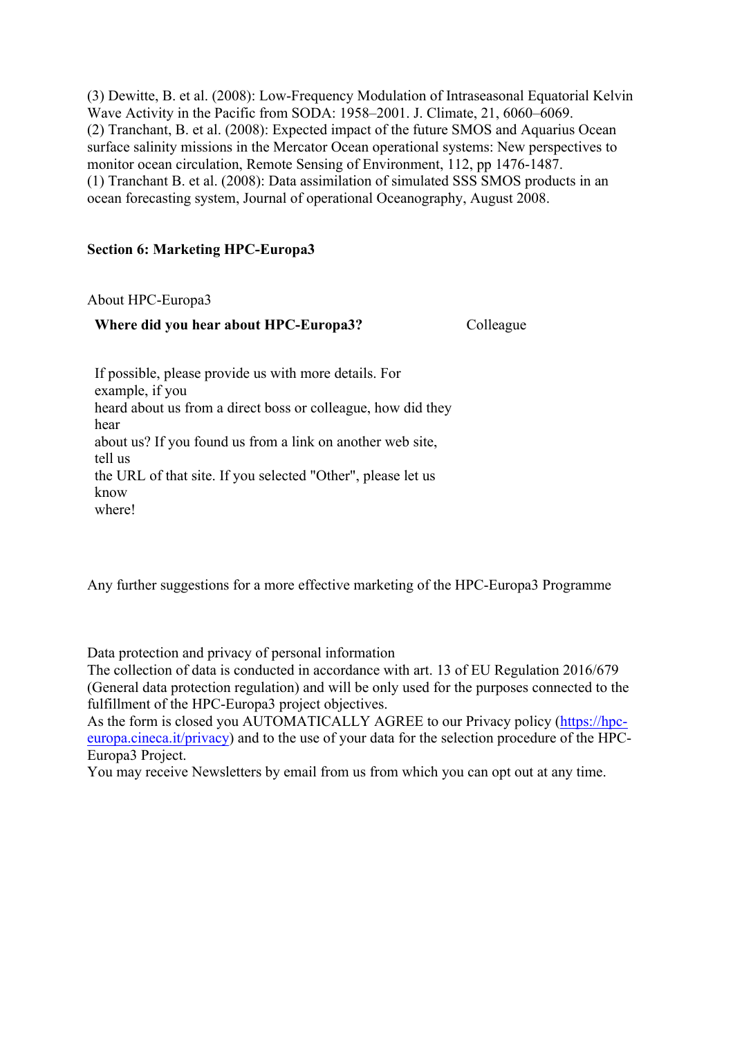(3) Dewitte, B. et al. (2008): Low-Frequency Modulation of Intraseasonal Equatorial Kelvin Wave Activity in the Pacific from SODA: 1958–2001. J. Climate, 21, 6060–6069.
(2) Tranchant, B. et al. (2008): Expected impact of the future SMOS and Aquarius Ocean surface salinity missions in the Mercator Ocean operational systems: New perspectives to monitor ocean circulation, Remote Sensing of Environment, 112, pp 1476-1487.
(1) Tranchant B. et al. (2008): Data assimilation of simulated SSS SMOS products in an ocean forecasting system, Journal of operational Oceanography, August 2008.

**Section 6: Marketing HPC-Europa3**

About HPC-Europa3

| | |
|---|---|
| **Where did you hear about HPC-Europa3?** | Colleague |
| If possible, please provide us with more details. For example, if you heard about us from a direct boss or colleague, how did they hear about us? If you found us from a link on another web site, tell us the URL of that site. If you selected "Other", please let us know where! | |

Any further suggestions for a more effective marketing of the HPC-Europa3 Programme

Data protection and privacy of personal information
The collection of data is conducted in accordance with art. 13 of EU Regulation 2016/679 (General data protection regulation) and will be only used for the purposes connected to the fulfillment of the HPC-Europa3 project objectives.
As the form is closed you AUTOMATICALLY AGREE to our Privacy policy (https://hpc-europa.cineca.it/privacy) and to the use of your data for the selection procedure of the HPC-Europa3 Project.
You may receive Newsletters by email from us from which you can opt out at any time.